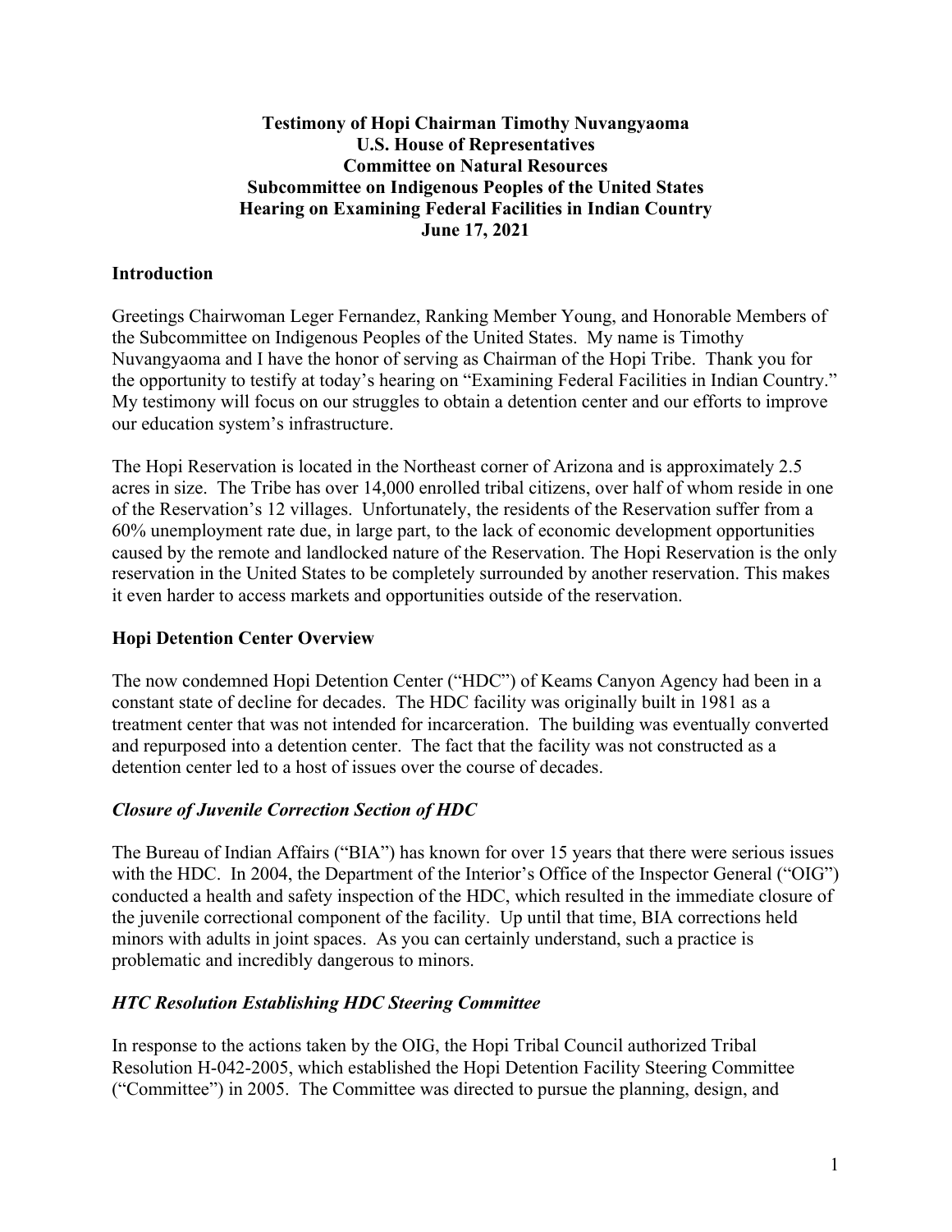**Testimony of Hopi Chairman Timothy Nuvangyaoma**
**U.S. House of Representatives**
**Committee on Natural Resources**
**Subcommittee on Indigenous Peoples of the United States**
**Hearing on Examining Federal Facilities in Indian Country**
**June 17, 2021**

## Introduction

Greetings Chairwoman Leger Fernandez, Ranking Member Young, and Honorable Members of the Subcommittee on Indigenous Peoples of the United States. My name is Timothy Nuvangyaoma and I have the honor of serving as Chairman of the Hopi Tribe. Thank you for the opportunity to testify at today's hearing on "Examining Federal Facilities in Indian Country." My testimony will focus on our struggles to obtain a detention center and our efforts to improve our education system's infrastructure.

The Hopi Reservation is located in the Northeast corner of Arizona and is approximately 2.5 acres in size. The Tribe has over 14,000 enrolled tribal citizens, over half of whom reside in one of the Reservation's 12 villages. Unfortunately, the residents of the Reservation suffer from a 60% unemployment rate due, in large part, to the lack of economic development opportunities caused by the remote and landlocked nature of the Reservation. The Hopi Reservation is the only reservation in the United States to be completely surrounded by another reservation. This makes it even harder to access markets and opportunities outside of the reservation.

## Hopi Detention Center Overview

The now condemned Hopi Detention Center ("HDC") of Keams Canyon Agency had been in a constant state of decline for decades. The HDC facility was originally built in 1981 as a treatment center that was not intended for incarceration. The building was eventually converted and repurposed into a detention center. The fact that the facility was not constructed as a detention center led to a host of issues over the course of decades.

### *Closure of Juvenile Correction Section of HDC*

The Bureau of Indian Affairs ("BIA") has known for over 15 years that there were serious issues with the HDC. In 2004, the Department of the Interior's Office of the Inspector General ("OIG") conducted a health and safety inspection of the HDC, which resulted in the immediate closure of the juvenile correctional component of the facility. Up until that time, BIA corrections held minors with adults in joint spaces. As you can certainly understand, such a practice is problematic and incredibly dangerous to minors.

### *HTC Resolution Establishing HDC Steering Committee*

In response to the actions taken by the OIG, the Hopi Tribal Council authorized Tribal Resolution H-042-2005, which established the Hopi Detention Facility Steering Committee ("Committee") in 2005. The Committee was directed to pursue the planning, design, and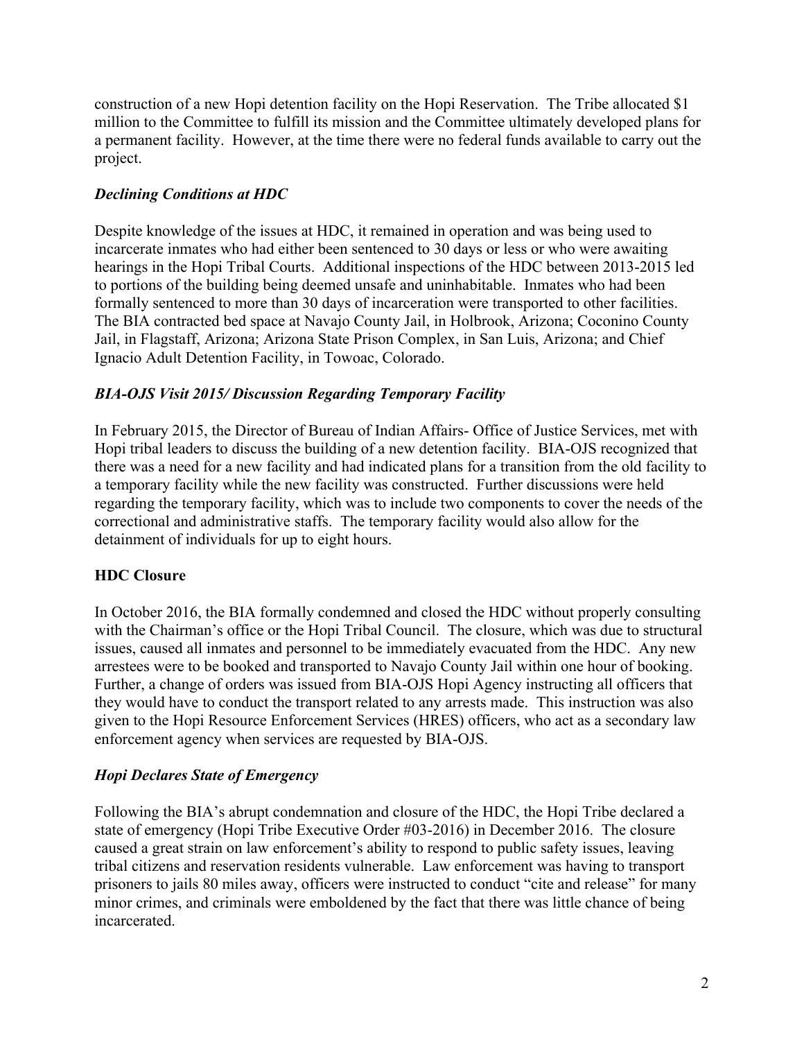construction of a new Hopi detention facility on the Hopi Reservation. The Tribe allocated $1 million to the Committee to fulfill its mission and the Committee ultimately developed plans for a permanent facility. However, at the time there were no federal funds available to carry out the project.

### *Declining Conditions at HDC*

Despite knowledge of the issues at HDC, it remained in operation and was being used to incarcerate inmates who had either been sentenced to 30 days or less or who were awaiting hearings in the Hopi Tribal Courts. Additional inspections of the HDC between 2013-2015 led to portions of the building being deemed unsafe and uninhabitable. Inmates who had been formally sentenced to more than 30 days of incarceration were transported to other facilities. The BIA contracted bed space at Navajo County Jail, in Holbrook, Arizona; Coconino County Jail, in Flagstaff, Arizona; Arizona State Prison Complex, in San Luis, Arizona; and Chief Ignacio Adult Detention Facility, in Towoac, Colorado.

### *BIA-OJS Visit 2015/ Discussion Regarding Temporary Facility*

In February 2015, the Director of Bureau of Indian Affairs- Office of Justice Services, met with Hopi tribal leaders to discuss the building of a new detention facility. BIA-OJS recognized that there was a need for a new facility and had indicated plans for a transition from the old facility to a temporary facility while the new facility was constructed. Further discussions were held regarding the temporary facility, which was to include two components to cover the needs of the correctional and administrative staffs. The temporary facility would also allow for the detainment of individuals for up to eight hours.

## HDC Closure

In October 2016, the BIA formally condemned and closed the HDC without properly consulting with the Chairman's office or the Hopi Tribal Council. The closure, which was due to structural issues, caused all inmates and personnel to be immediately evacuated from the HDC. Any new arrestees were to be booked and transported to Navajo County Jail within one hour of booking. Further, a change of orders was issued from BIA-OJS Hopi Agency instructing all officers that they would have to conduct the transport related to any arrests made. This instruction was also given to the Hopi Resource Enforcement Services (HRES) officers, who act as a secondary law enforcement agency when services are requested by BIA-OJS.

### *Hopi Declares State of Emergency*

Following the BIA's abrupt condemnation and closure of the HDC, the Hopi Tribe declared a state of emergency (Hopi Tribe Executive Order #03-2016) in December 2016. The closure caused a great strain on law enforcement's ability to respond to public safety issues, leaving tribal citizens and reservation residents vulnerable. Law enforcement was having to transport prisoners to jails 80 miles away, officers were instructed to conduct "cite and release" for many minor crimes, and criminals were emboldened by the fact that there was little chance of being incarcerated.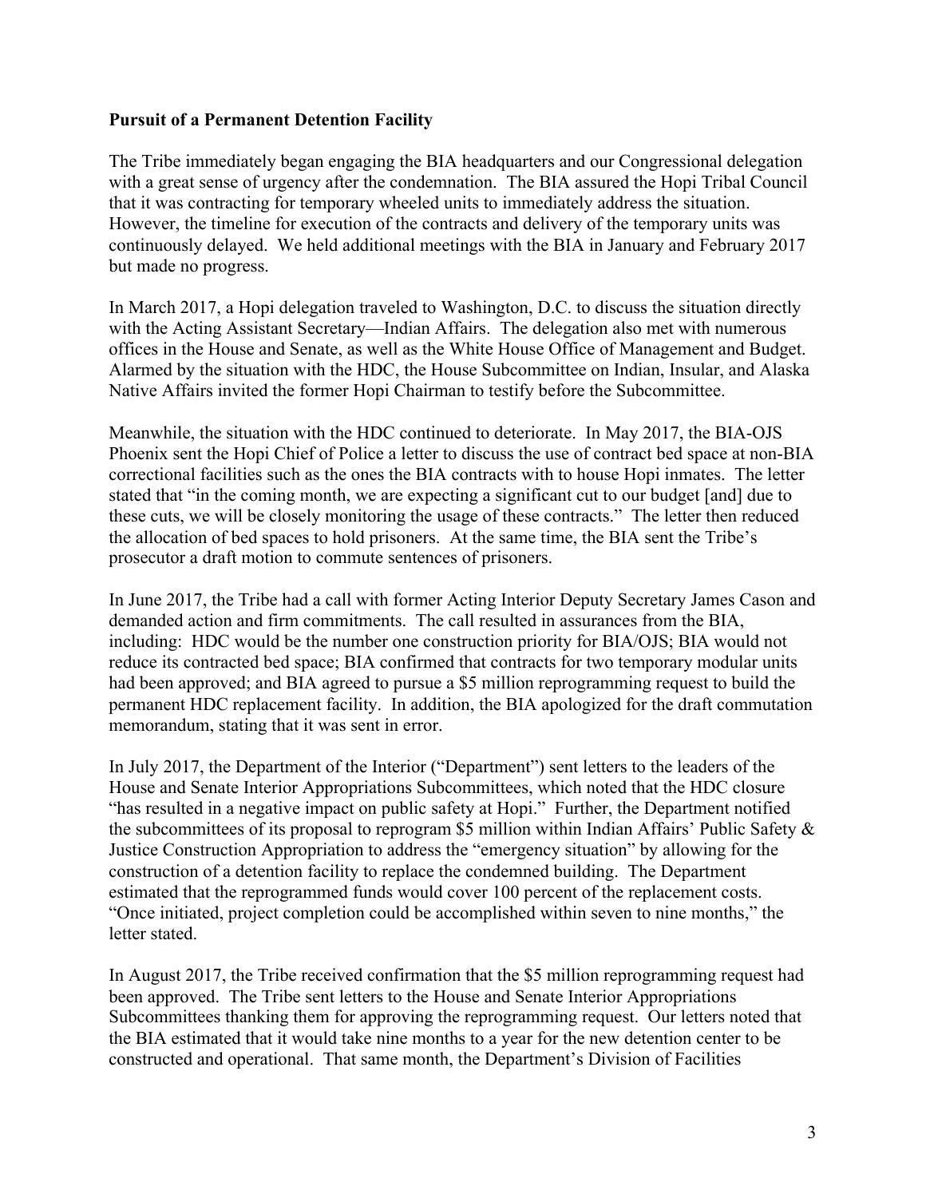**Pursuit of a Permanent Detention Facility**

The Tribe immediately began engaging the BIA headquarters and our Congressional delegation with a great sense of urgency after the condemnation. The BIA assured the Hopi Tribal Council that it was contracting for temporary wheeled units to immediately address the situation. However, the timeline for execution of the contracts and delivery of the temporary units was continuously delayed. We held additional meetings with the BIA in January and February 2017 but made no progress.

In March 2017, a Hopi delegation traveled to Washington, D.C. to discuss the situation directly with the Acting Assistant Secretary—Indian Affairs. The delegation also met with numerous offices in the House and Senate, as well as the White House Office of Management and Budget. Alarmed by the situation with the HDC, the House Subcommittee on Indian, Insular, and Alaska Native Affairs invited the former Hopi Chairman to testify before the Subcommittee.

Meanwhile, the situation with the HDC continued to deteriorate. In May 2017, the BIA-OJS Phoenix sent the Hopi Chief of Police a letter to discuss the use of contract bed space at non-BIA correctional facilities such as the ones the BIA contracts with to house Hopi inmates. The letter stated that "in the coming month, we are expecting a significant cut to our budget [and] due to these cuts, we will be closely monitoring the usage of these contracts." The letter then reduced the allocation of bed spaces to hold prisoners. At the same time, the BIA sent the Tribe's prosecutor a draft motion to commute sentences of prisoners.

In June 2017, the Tribe had a call with former Acting Interior Deputy Secretary James Cason and demanded action and firm commitments. The call resulted in assurances from the BIA, including: HDC would be the number one construction priority for BIA/OJS; BIA would not reduce its contracted bed space; BIA confirmed that contracts for two temporary modular units had been approved; and BIA agreed to pursue a $5 million reprogramming request to build the permanent HDC replacement facility. In addition, the BIA apologized for the draft commutation memorandum, stating that it was sent in error.

In July 2017, the Department of the Interior ("Department") sent letters to the leaders of the House and Senate Interior Appropriations Subcommittees, which noted that the HDC closure "has resulted in a negative impact on public safety at Hopi." Further, the Department notified the subcommittees of its proposal to reprogram $5 million within Indian Affairs' Public Safety & Justice Construction Appropriation to address the "emergency situation" by allowing for the construction of a detention facility to replace the condemned building. The Department estimated that the reprogrammed funds would cover 100 percent of the replacement costs. "Once initiated, project completion could be accomplished within seven to nine months," the letter stated.

In August 2017, the Tribe received confirmation that the $5 million reprogramming request had been approved. The Tribe sent letters to the House and Senate Interior Appropriations Subcommittees thanking them for approving the reprogramming request. Our letters noted that the BIA estimated that it would take nine months to a year for the new detention center to be constructed and operational. That same month, the Department's Division of Facilities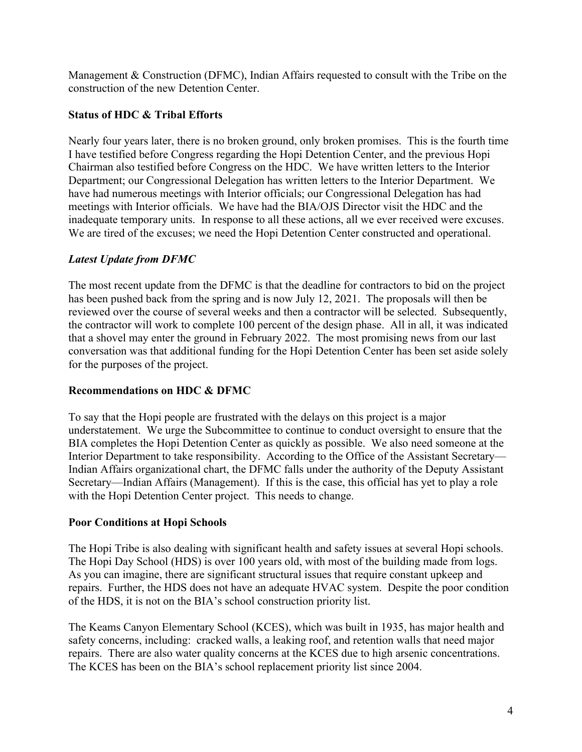Management & Construction (DFMC), Indian Affairs requested to consult with the Tribe on the construction of the new Detention Center.

**Status of HDC & Tribal Efforts**

Nearly four years later, there is no broken ground, only broken promises. This is the fourth time I have testified before Congress regarding the Hopi Detention Center, and the previous Hopi Chairman also testified before Congress on the HDC. We have written letters to the Interior Department; our Congressional Delegation has written letters to the Interior Department. We have had numerous meetings with Interior officials; our Congressional Delegation has had meetings with Interior officials. We have had the BIA/OJS Director visit the HDC and the inadequate temporary units. In response to all these actions, all we ever received were excuses. We are tired of the excuses; we need the Hopi Detention Center constructed and operational.

***Latest Update from DFMC***

The most recent update from the DFMC is that the deadline for contractors to bid on the project has been pushed back from the spring and is now July 12, 2021. The proposals will then be reviewed over the course of several weeks and then a contractor will be selected. Subsequently, the contractor will work to complete 100 percent of the design phase. All in all, it was indicated that a shovel may enter the ground in February 2022. The most promising news from our last conversation was that additional funding for the Hopi Detention Center has been set aside solely for the purposes of the project.

**Recommendations on HDC & DFMC**

To say that the Hopi people are frustrated with the delays on this project is a major understatement. We urge the Subcommittee to continue to conduct oversight to ensure that the BIA completes the Hopi Detention Center as quickly as possible. We also need someone at the Interior Department to take responsibility. According to the Office of the Assistant Secretary—Indian Affairs organizational chart, the DFMC falls under the authority of the Deputy Assistant Secretary—Indian Affairs (Management). If this is the case, this official has yet to play a role with the Hopi Detention Center project. This needs to change.

**Poor Conditions at Hopi Schools**

The Hopi Tribe is also dealing with significant health and safety issues at several Hopi schools. The Hopi Day School (HDS) is over 100 years old, with most of the building made from logs. As you can imagine, there are significant structural issues that require constant upkeep and repairs. Further, the HDS does not have an adequate HVAC system. Despite the poor condition of the HDS, it is not on the BIA's school construction priority list.

The Keams Canyon Elementary School (KCES), which was built in 1935, has major health and safety concerns, including: cracked walls, a leaking roof, and retention walls that need major repairs. There are also water quality concerns at the KCES due to high arsenic concentrations. The KCES has been on the BIA's school replacement priority list since 2004.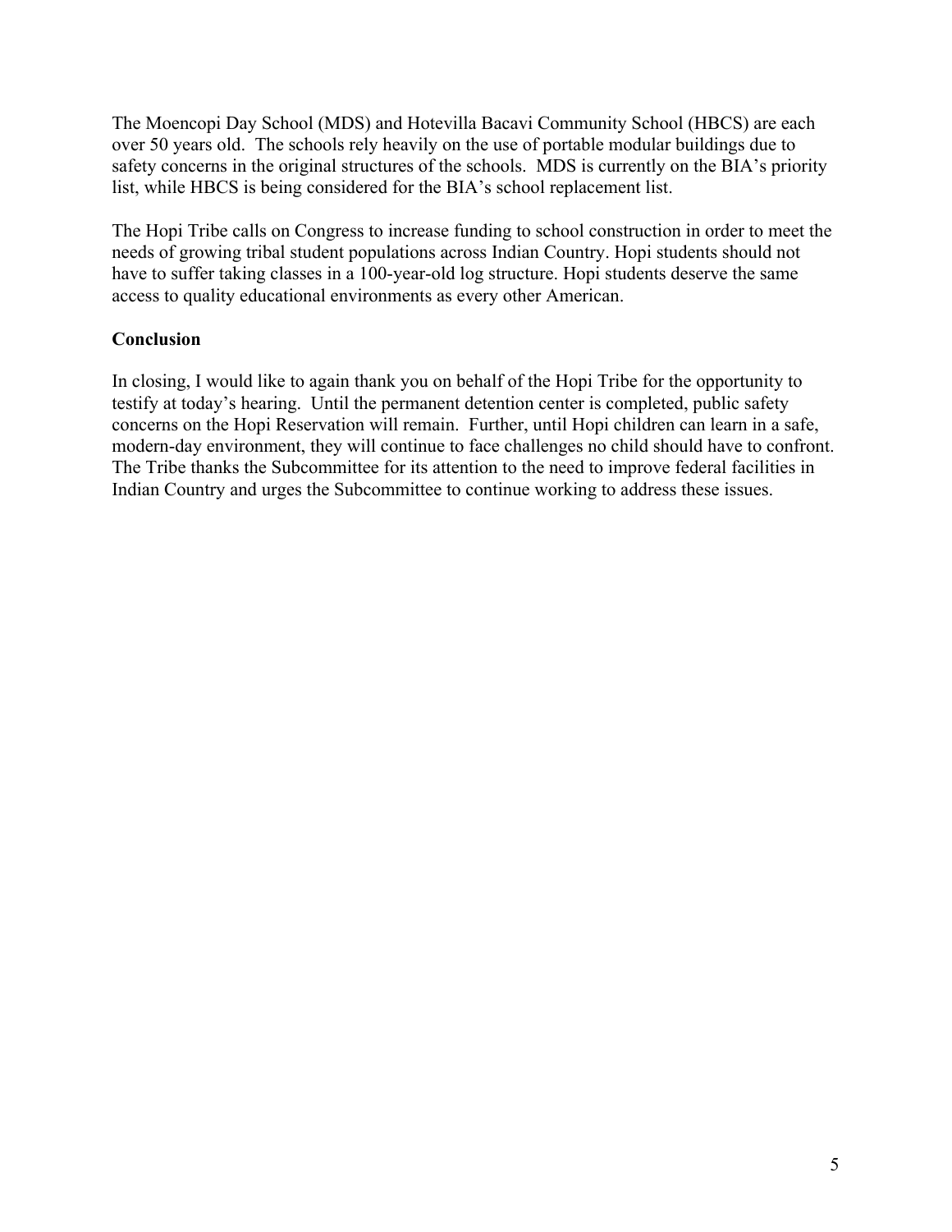The Moencopi Day School (MDS) and Hotevilla Bacavi Community School (HBCS) are each over 50 years old. The schools rely heavily on the use of portable modular buildings due to safety concerns in the original structures of the schools. MDS is currently on the BIA's priority list, while HBCS is being considered for the BIA's school replacement list.

The Hopi Tribe calls on Congress to increase funding to school construction in order to meet the needs of growing tribal student populations across Indian Country. Hopi students should not have to suffer taking classes in a 100-year-old log structure. Hopi students deserve the same access to quality educational environments as every other American.

**Conclusion**

In closing, I would like to again thank you on behalf of the Hopi Tribe for the opportunity to testify at today's hearing. Until the permanent detention center is completed, public safety concerns on the Hopi Reservation will remain. Further, until Hopi children can learn in a safe, modern-day environment, they will continue to face challenges no child should have to confront. The Tribe thanks the Subcommittee for its attention to the need to improve federal facilities in Indian Country and urges the Subcommittee to continue working to address these issues.